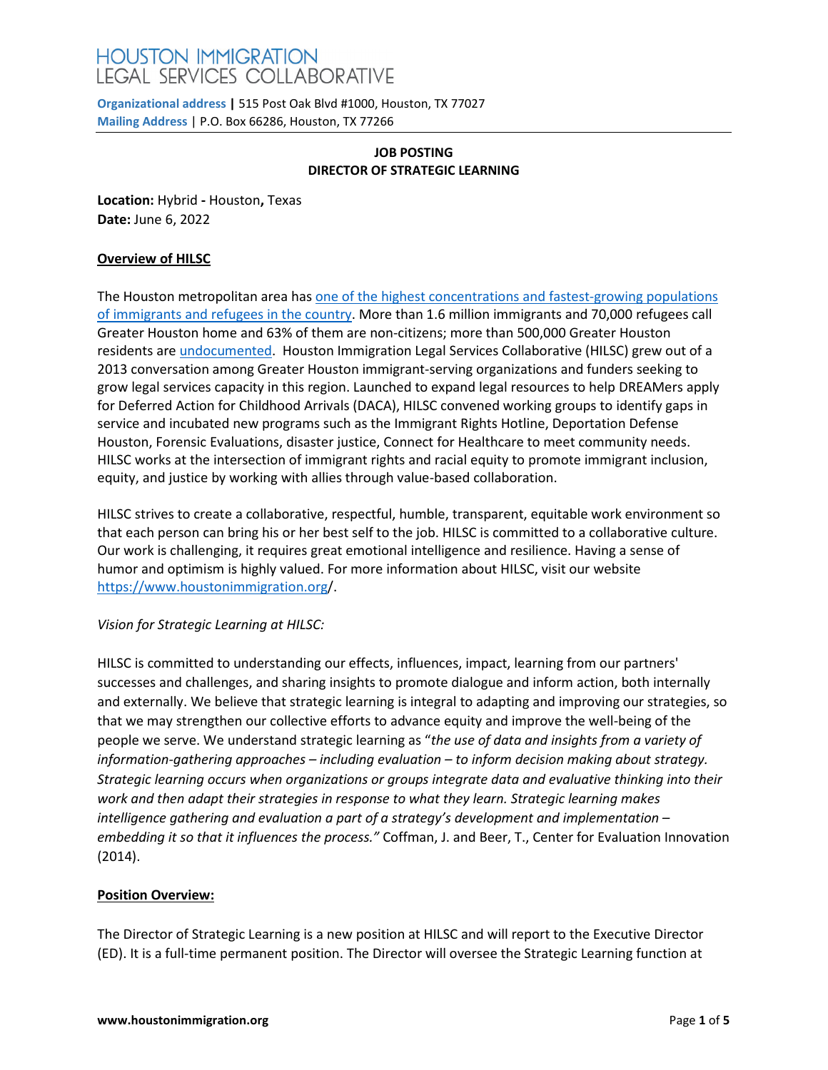# HOUSTON IMMIGRATION LEGAL SERVICES COLLABORATIVE

**Organizational address** | 515 Post Oak Blvd #1000, Houston, TX 77027
**Mailing Address** | P.O. Box 66286, Houston, TX 77266

## JOB POSTING
## DIRECTOR OF STRATEGIC LEARNING

**Location:** Hybrid **-** Houston**,** Texas
**Date:** June 6, 2022

### Overview of HILSC

The Houston metropolitan area has [one of the highest concentrations and fastest-growing populations of immigrants and refugees in the country](). More than 1.6 million immigrants and 70,000 refugees call Greater Houston home and 63% of them are non-citizens; more than 500,000 Greater Houston residents are [undocumented](). Houston Immigration Legal Services Collaborative (HILSC) grew out of a 2013 conversation among Greater Houston immigrant-serving organizations and funders seeking to grow legal services capacity in this region. Launched to expand legal resources to help DREAMers apply for Deferred Action for Childhood Arrivals (DACA), HILSC convened working groups to identify gaps in service and incubated new programs such as the Immigrant Rights Hotline, Deportation Defense Houston, Forensic Evaluations, disaster justice, Connect for Healthcare to meet community needs. HILSC works at the intersection of immigrant rights and racial equity to promote immigrant inclusion, equity, and justice by working with allies through value-based collaboration.

HILSC strives to create a collaborative, respectful, humble, transparent, equitable work environment so that each person can bring his or her best self to the job. HILSC is committed to a collaborative culture. Our work is challenging, it requires great emotional intelligence and resilience. Having a sense of humor and optimism is highly valued. For more information about HILSC, visit our website [https://www.houstonimmigration.org](https://www.houstonimmigration.org)/.

*Vision for Strategic Learning at HILSC:*

HILSC is committed to understanding our effects, influences, impact, learning from our partners' successes and challenges, and sharing insights to promote dialogue and inform action, both internally and externally. We believe that strategic learning is integral to adapting and improving our strategies, so that we may strengthen our collective efforts to advance equity and improve the well-being of the people we serve. We understand strategic learning as "*the use of data and insights from a variety of information-gathering approaches – including evaluation – to inform decision making about strategy. Strategic learning occurs when organizations or groups integrate data and evaluative thinking into their work and then adapt their strategies in response to what they learn. Strategic learning makes intelligence gathering and evaluation a part of a strategy's development and implementation – embedding it so that it influences the process."* Coffman, J. and Beer, T., Center for Evaluation Innovation (2014).

### Position Overview:

The Director of Strategic Learning is a new position at HILSC and will report to the Executive Director (ED). It is a full-time permanent position. The Director will oversee the Strategic Learning function at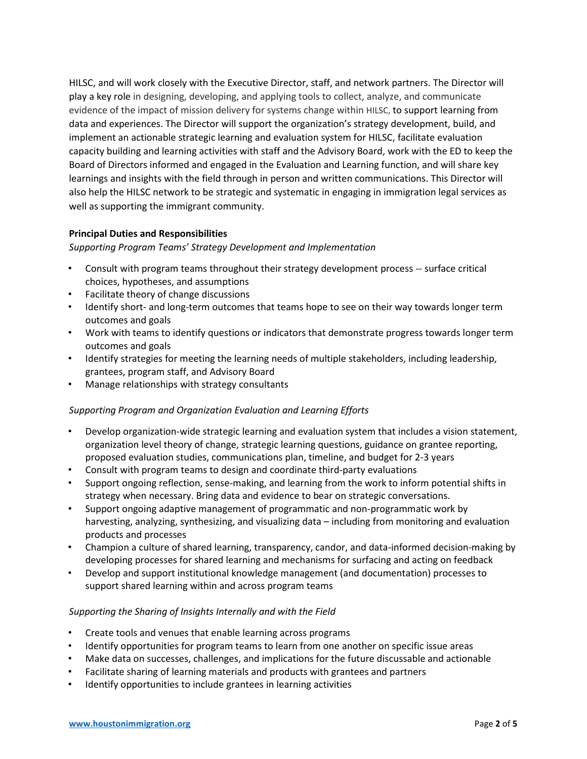HILSC, and will work closely with the Executive Director, staff, and network partners. The Director will play a key role in designing, developing, and applying tools to collect, analyze, and communicate evidence of the impact of mission delivery for systems change within HILSC, to support learning from data and experiences. The Director will support the organization's strategy development, build, and implement an actionable strategic learning and evaluation system for HILSC, facilitate evaluation capacity building and learning activities with staff and the Advisory Board, work with the ED to keep the Board of Directors informed and engaged in the Evaluation and Learning function, and will share key learnings and insights with the field through in person and written communications. This Director will also help the HILSC network to be strategic and systematic in engaging in immigration legal services as well as supporting the immigrant community.

**Principal Duties and Responsibilities**

*Supporting Program Teams' Strategy Development and Implementation*

- Consult with program teams throughout their strategy development process -- surface critical choices, hypotheses, and assumptions
- Facilitate theory of change discussions
- Identify short- and long-term outcomes that teams hope to see on their way towards longer term outcomes and goals
- Work with teams to identify questions or indicators that demonstrate progress towards longer term outcomes and goals
- Identify strategies for meeting the learning needs of multiple stakeholders, including leadership, grantees, program staff, and Advisory Board
- Manage relationships with strategy consultants

*Supporting Program and Organization Evaluation and Learning Efforts*

- Develop organization-wide strategic learning and evaluation system that includes a vision statement, organization level theory of change, strategic learning questions, guidance on grantee reporting, proposed evaluation studies, communications plan, timeline, and budget for 2-3 years
- Consult with program teams to design and coordinate third-party evaluations
- Support ongoing reflection, sense-making, and learning from the work to inform potential shifts in strategy when necessary. Bring data and evidence to bear on strategic conversations.
- Support ongoing adaptive management of programmatic and non-programmatic work by harvesting, analyzing, synthesizing, and visualizing data – including from monitoring and evaluation products and processes
- Champion a culture of shared learning, transparency, candor, and data-informed decision-making by developing processes for shared learning and mechanisms for surfacing and acting on feedback
- Develop and support institutional knowledge management (and documentation) processes to support shared learning within and across program teams

*Supporting the Sharing of Insights Internally and with the Field*

- Create tools and venues that enable learning across programs
- Identify opportunities for program teams to learn from one another on specific issue areas
- Make data on successes, challenges, and implications for the future discussable and actionable
- Facilitate sharing of learning materials and products with grantees and partners
- Identify opportunities to include grantees in learning activities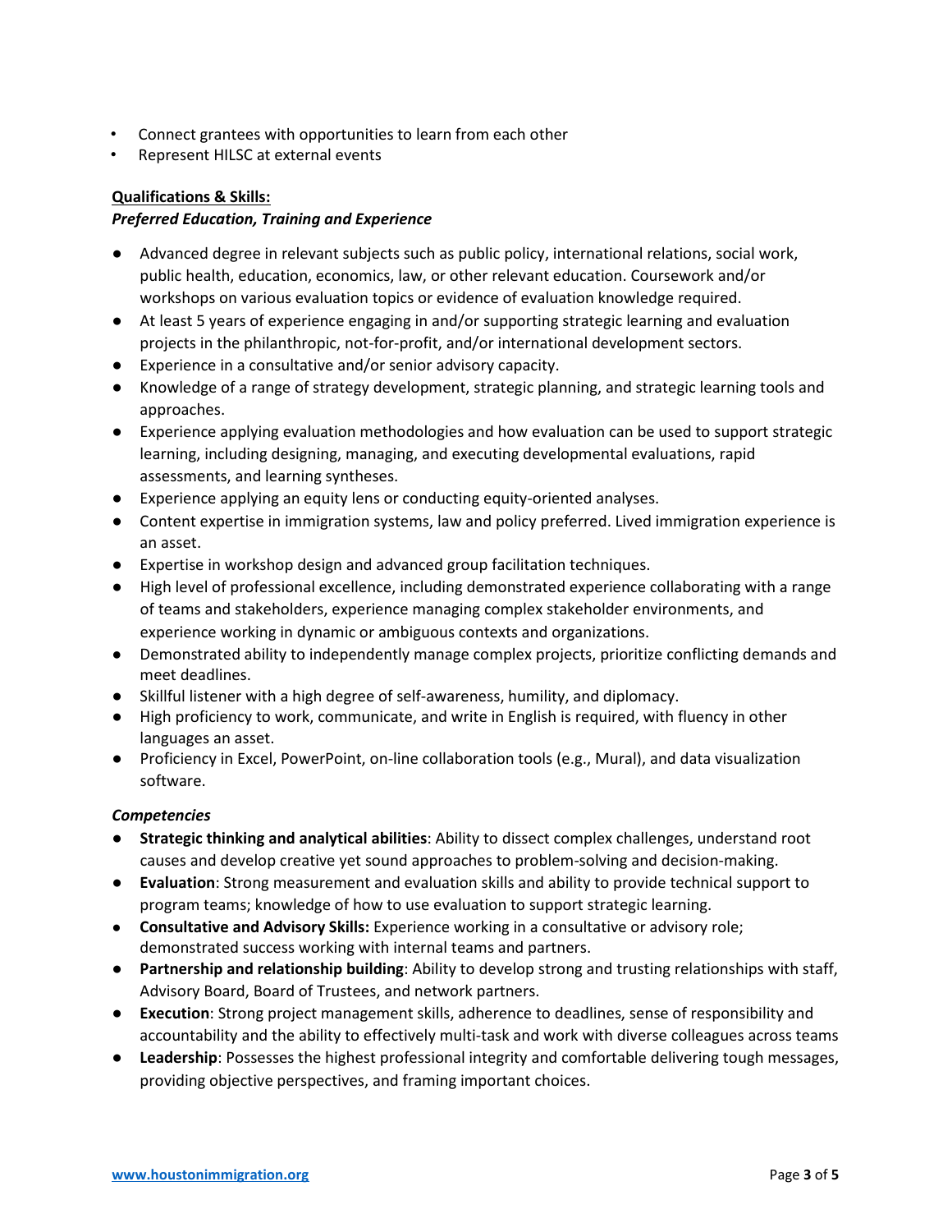- Connect grantees with opportunities to learn from each other
- Represent HILSC at external events

**Qualifications & Skills:**

***Preferred Education, Training and Experience***

- Advanced degree in relevant subjects such as public policy, international relations, social work, public health, education, economics, law, or other relevant education. Coursework and/or workshops on various evaluation topics or evidence of evaluation knowledge required.
- At least 5 years of experience engaging in and/or supporting strategic learning and evaluation projects in the philanthropic, not-for-profit, and/or international development sectors.
- Experience in a consultative and/or senior advisory capacity.
- Knowledge of a range of strategy development, strategic planning, and strategic learning tools and approaches.
- Experience applying evaluation methodologies and how evaluation can be used to support strategic learning, including designing, managing, and executing developmental evaluations, rapid assessments, and learning syntheses.
- Experience applying an equity lens or conducting equity-oriented analyses.
- Content expertise in immigration systems, law and policy preferred. Lived immigration experience is an asset.
- Expertise in workshop design and advanced group facilitation techniques.
- High level of professional excellence, including demonstrated experience collaborating with a range of teams and stakeholders, experience managing complex stakeholder environments, and experience working in dynamic or ambiguous contexts and organizations.
- Demonstrated ability to independently manage complex projects, prioritize conflicting demands and meet deadlines.
- Skillful listener with a high degree of self-awareness, humility, and diplomacy.
- High proficiency to work, communicate, and write in English is required, with fluency in other languages an asset.
- Proficiency in Excel, PowerPoint, on-line collaboration tools (e.g., Mural), and data visualization software.

***Competencies***

- **Strategic thinking and analytical abilities**: Ability to dissect complex challenges, understand root causes and develop creative yet sound approaches to problem-solving and decision-making.
- **Evaluation**: Strong measurement and evaluation skills and ability to provide technical support to program teams; knowledge of how to use evaluation to support strategic learning.
- **Consultative and Advisory Skills:** Experience working in a consultative or advisory role; demonstrated success working with internal teams and partners.
- **Partnership and relationship building**: Ability to develop strong and trusting relationships with staff, Advisory Board, Board of Trustees, and network partners.
- **Execution**: Strong project management skills, adherence to deadlines, sense of responsibility and accountability and the ability to effectively multi-task and work with diverse colleagues across teams
- **Leadership**: Possesses the highest professional integrity and comfortable delivering tough messages, providing objective perspectives, and framing important choices.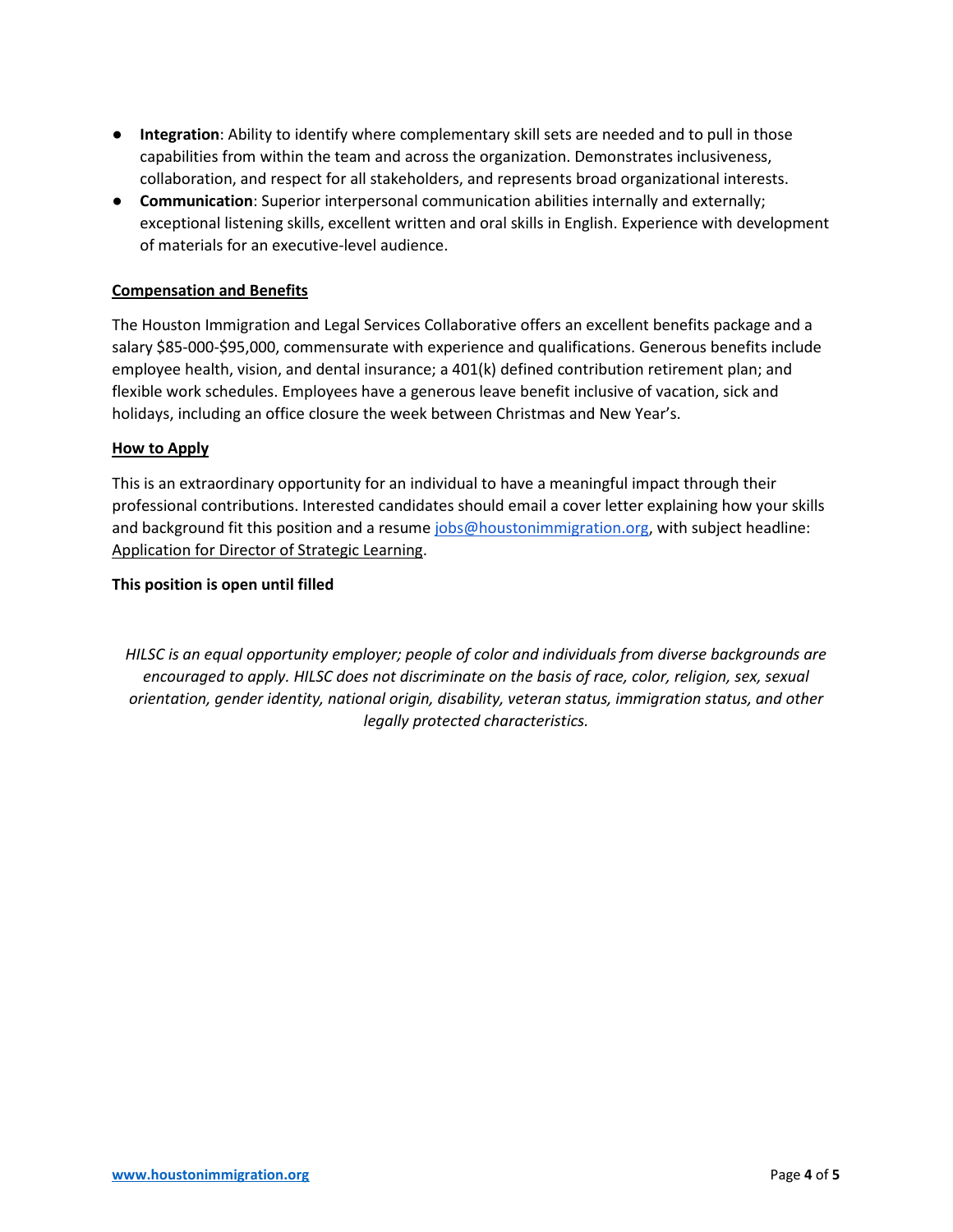- **Integration**: Ability to identify where complementary skill sets are needed and to pull in those capabilities from within the team and across the organization. Demonstrates inclusiveness, collaboration, and respect for all stakeholders, and represents broad organizational interests.
- **Communication**: Superior interpersonal communication abilities internally and externally; exceptional listening skills, excellent written and oral skills in English. Experience with development of materials for an executive-level audience.

## Compensation and Benefits

The Houston Immigration and Legal Services Collaborative offers an excellent benefits package and a salary $85-000-$95,000, commensurate with experience and qualifications. Generous benefits include employee health, vision, and dental insurance; a 401(k) defined contribution retirement plan; and flexible work schedules. Employees have a generous leave benefit inclusive of vacation, sick and holidays, including an office closure the week between Christmas and New Year's.

## How to Apply

This is an extraordinary opportunity for an individual to have a meaningful impact through their professional contributions. Interested candidates should email a cover letter explaining how your skills and background fit this position and a resume jobs@houstonimmigration.org, with subject headline: Application for Director of Strategic Learning.

**This position is open until filled**

*HILSC is an equal opportunity employer; people of color and individuals from diverse backgrounds are encouraged to apply. HILSC does not discriminate on the basis of race, color, religion, sex, sexual orientation, gender identity, national origin, disability, veteran status, immigration status, and other legally protected characteristics.*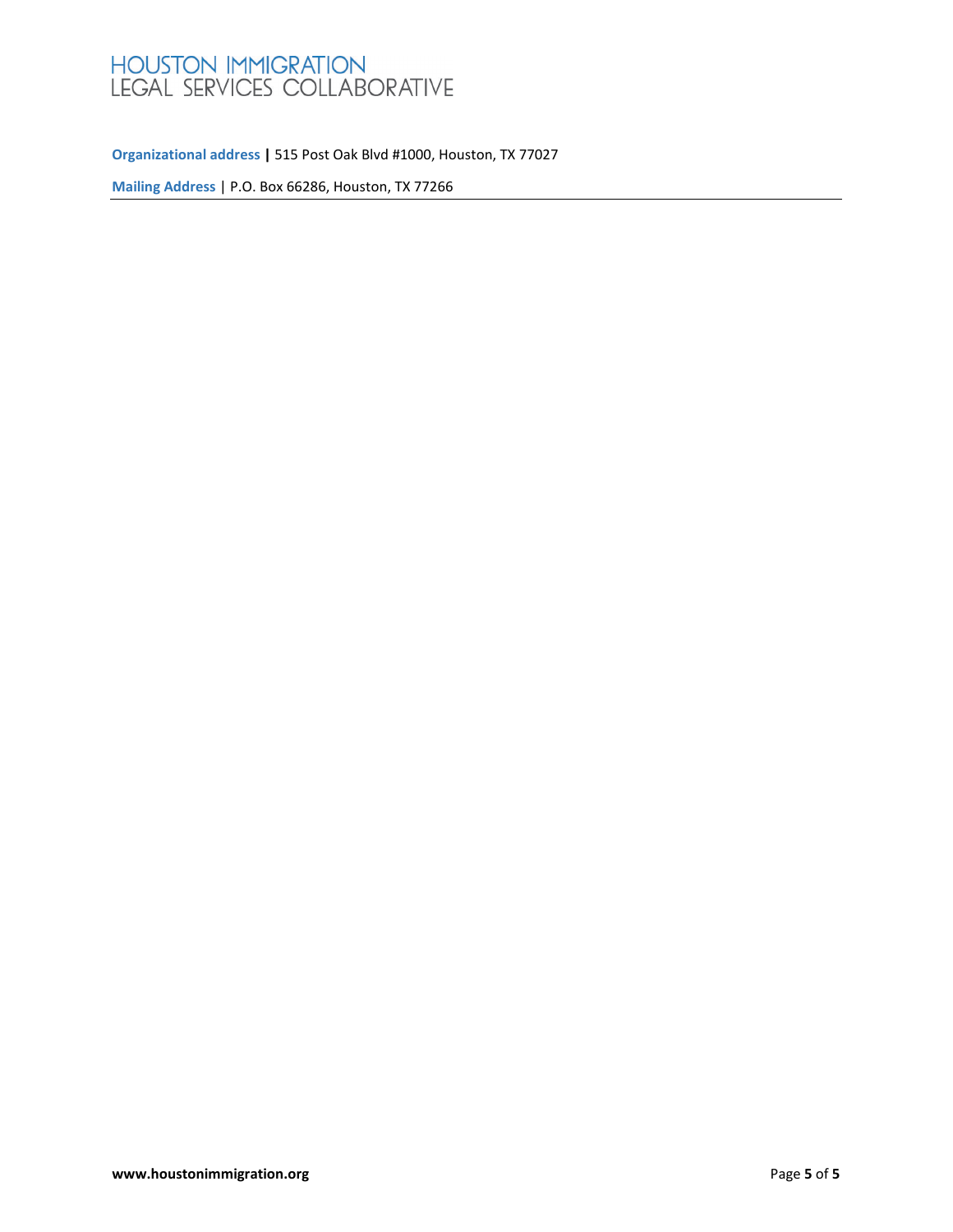**Organizational address** | 515 Post Oak Blvd #1000, Houston, TX 77027

**Mailing Address** | P.O. Box 66286, Houston, TX 77266